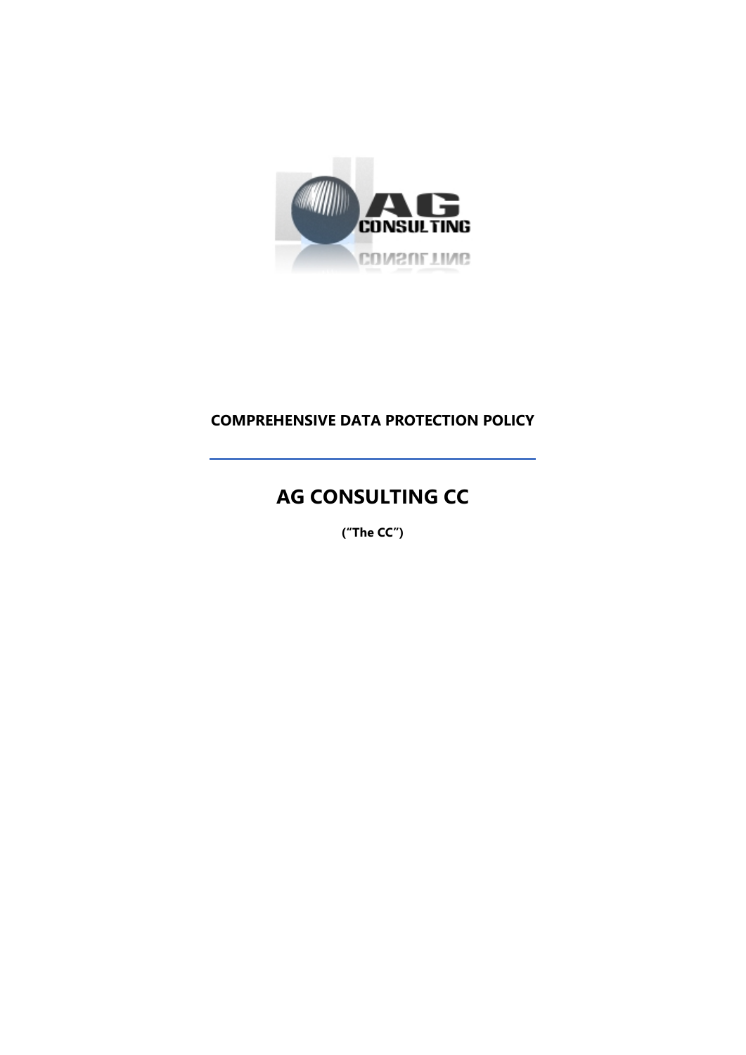**COMPREHENSIVE DATA PROTECTION POLICY**

# AG CONSULTING CC

**("The CC")**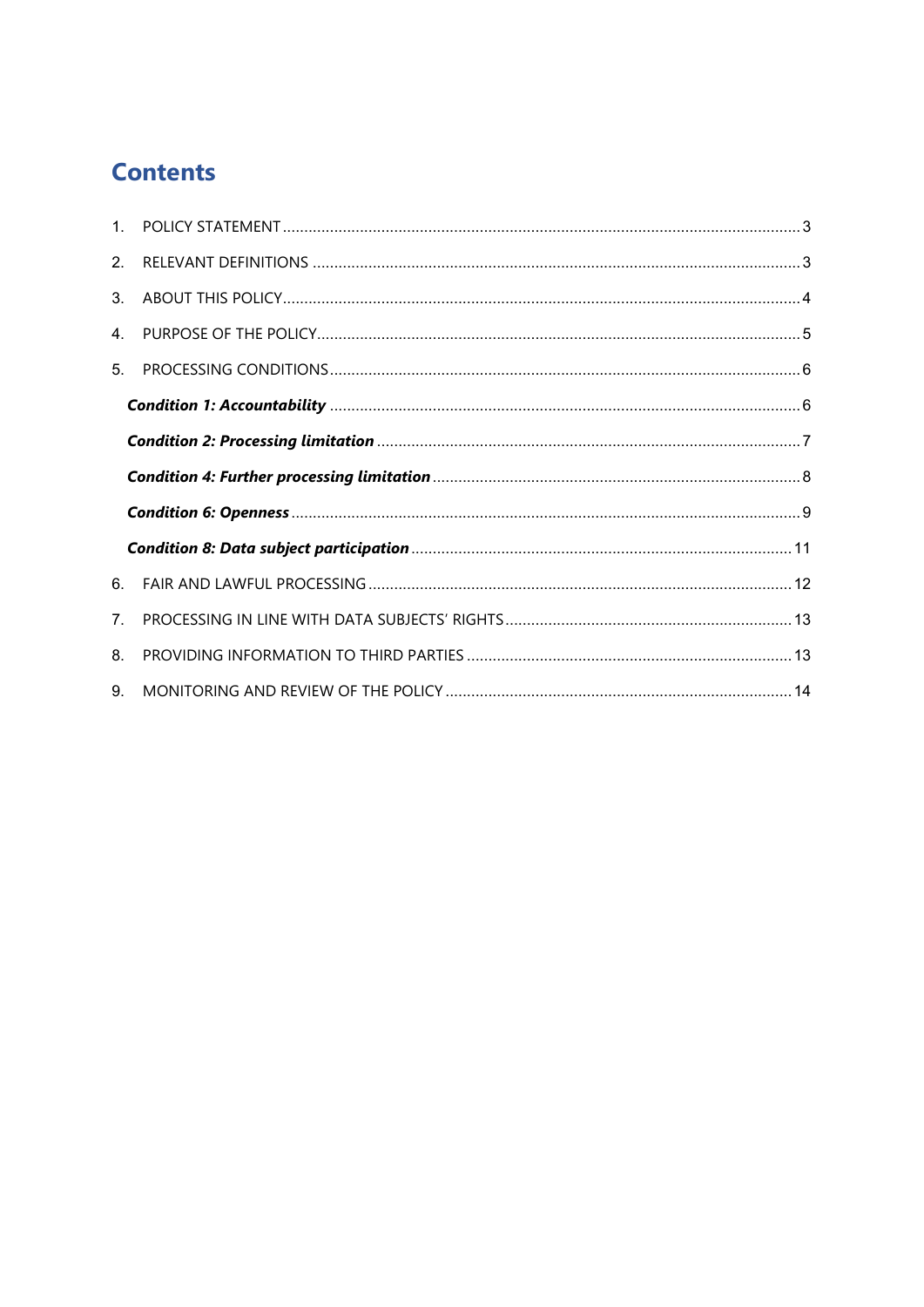# Contents

1. POLICY STATEMENT ..... 3
2. RELEVANT DEFINITIONS ..... 3
3. ABOUT THIS POLICY ..... 4
4. PURPOSE OF THE POLICY ..... 5
5. PROCESSING CONDITIONS ..... 6
   - ***Condition 1: Accountability*** ..... 6
   - ***Condition 2: Processing limitation*** ..... 7
   - ***Condition 4: Further processing limitation*** ..... 8
   - ***Condition 6: Openness*** ..... 9
   - ***Condition 8: Data subject participation*** ..... 11
6. FAIR AND LAWFUL PROCESSING ..... 12
7. PROCESSING IN LINE WITH DATA SUBJECTS' RIGHTS ..... 13
8. PROVIDING INFORMATION TO THIRD PARTIES ..... 13
9. MONITORING AND REVIEW OF THE POLICY ..... 14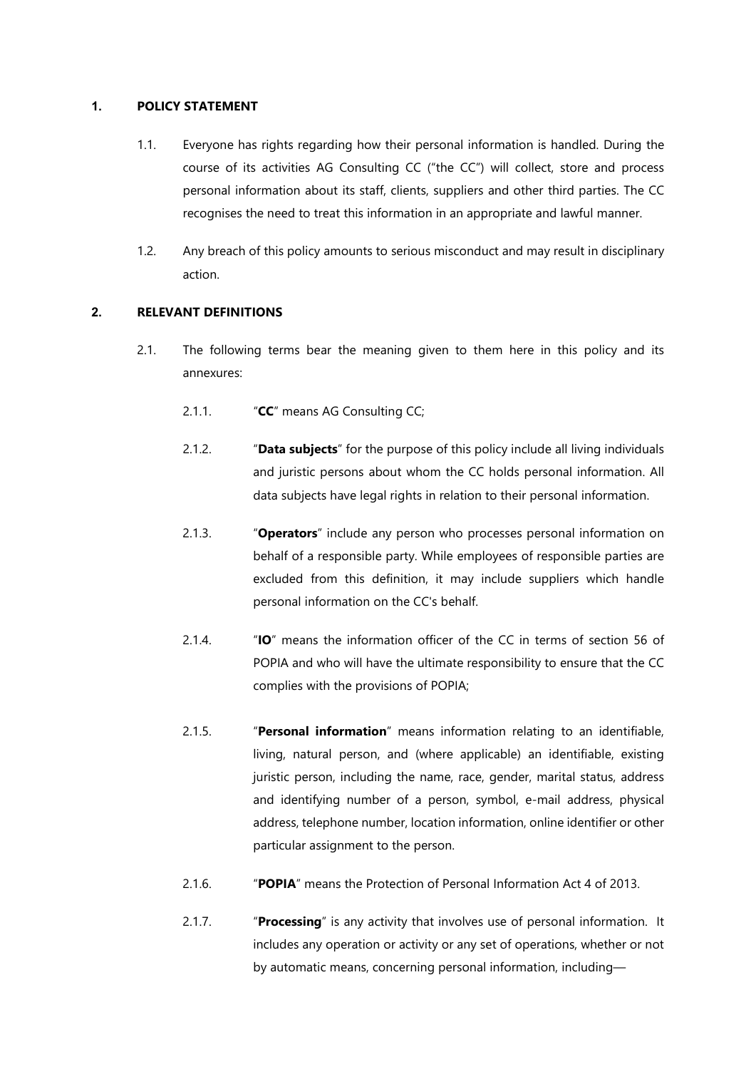## 1. POLICY STATEMENT

1.1. Everyone has rights regarding how their personal information is handled. During the course of its activities AG Consulting CC ("the CC") will collect, store and process personal information about its staff, clients, suppliers and other third parties. The CC recognises the need to treat this information in an appropriate and lawful manner.

1.2. Any breach of this policy amounts to serious misconduct and may result in disciplinary action.

## 2. RELEVANT DEFINITIONS

2.1. The following terms bear the meaning given to them here in this policy and its annexures:

2.1.1. "**CC**" means AG Consulting CC;

2.1.2. "**Data subjects**" for the purpose of this policy include all living individuals and juristic persons about whom the CC holds personal information. All data subjects have legal rights in relation to their personal information.

2.1.3. "**Operators**" include any person who processes personal information on behalf of a responsible party. While employees of responsible parties are excluded from this definition, it may include suppliers which handle personal information on the CC's behalf.

2.1.4. "**IO**" means the information officer of the CC in terms of section 56 of POPIA and who will have the ultimate responsibility to ensure that the CC complies with the provisions of POPIA;

2.1.5. "**Personal information**" means information relating to an identifiable, living, natural person, and (where applicable) an identifiable, existing juristic person, including the name, race, gender, marital status, address and identifying number of a person, symbol, e-mail address, physical address, telephone number, location information, online identifier or other particular assignment to the person.

2.1.6. "**POPIA**" means the Protection of Personal Information Act 4 of 2013.

2.1.7. "**Processing**" is any activity that involves use of personal information. It includes any operation or activity or any set of operations, whether or not by automatic means, concerning personal information, including—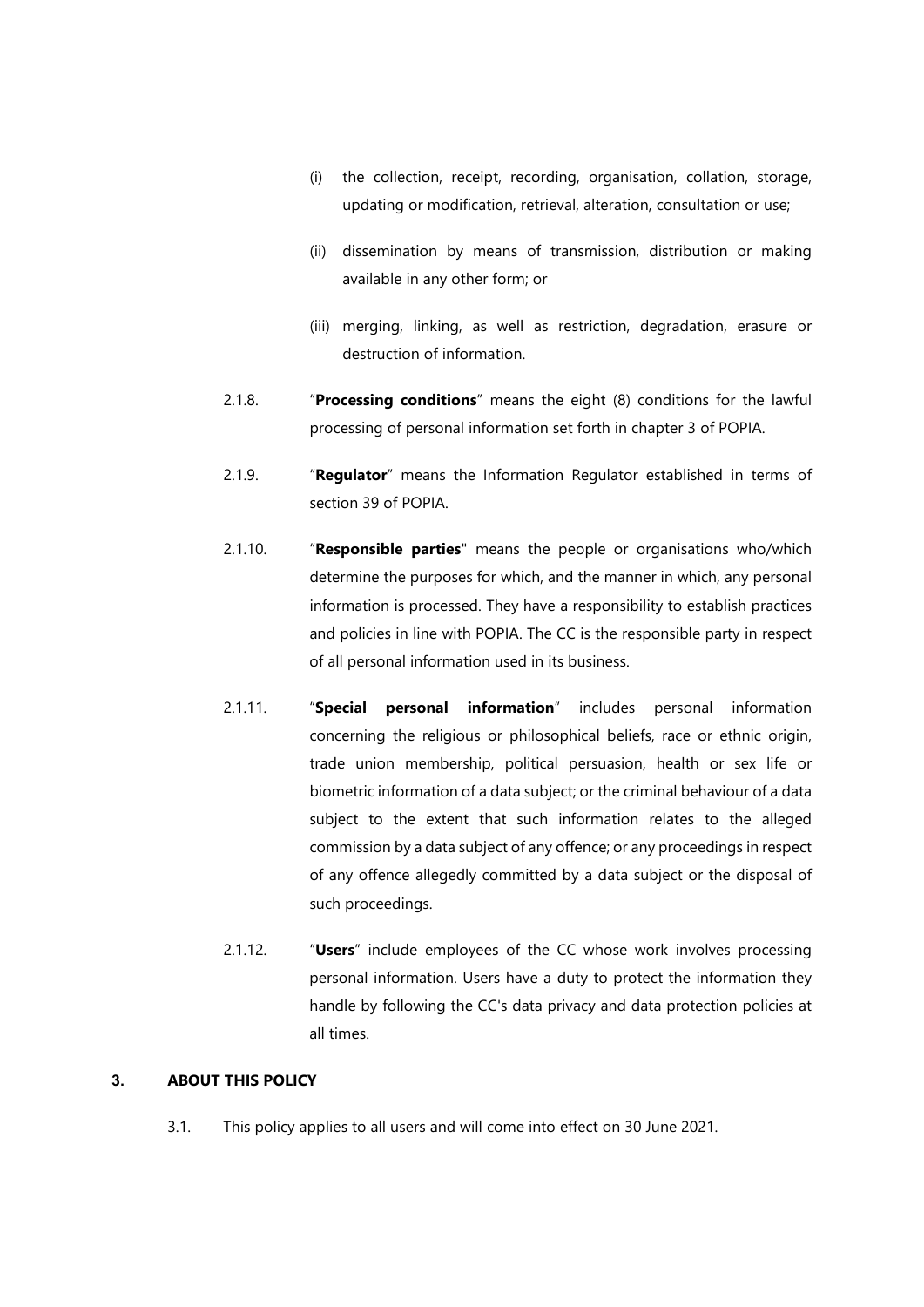(i) the collection, receipt, recording, organisation, collation, storage, updating or modification, retrieval, alteration, consultation or use;

(ii) dissemination by means of transmission, distribution or making available in any other form; or

(iii) merging, linking, as well as restriction, degradation, erasure or destruction of information.

2.1.8. "**Processing conditions**" means the eight (8) conditions for the lawful processing of personal information set forth in chapter 3 of POPIA.

2.1.9. "**Regulator**" means the Information Regulator established in terms of section 39 of POPIA.

2.1.10. "**Responsible parties**" means the people or organisations who/which determine the purposes for which, and the manner in which, any personal information is processed. They have a responsibility to establish practices and policies in line with POPIA. The CC is the responsible party in respect of all personal information used in its business.

2.1.11. "**Special personal information**" includes personal information concerning the religious or philosophical beliefs, race or ethnic origin, trade union membership, political persuasion, health or sex life or biometric information of a data subject; or the criminal behaviour of a data subject to the extent that such information relates to the alleged commission by a data subject of any offence; or any proceedings in respect of any offence allegedly committed by a data subject or the disposal of such proceedings.

2.1.12. "**Users**" include employees of the CC whose work involves processing personal information. Users have a duty to protect the information they handle by following the CC's data privacy and data protection policies at all times.

## 3. ABOUT THIS POLICY

3.1. This policy applies to all users and will come into effect on 30 June 2021.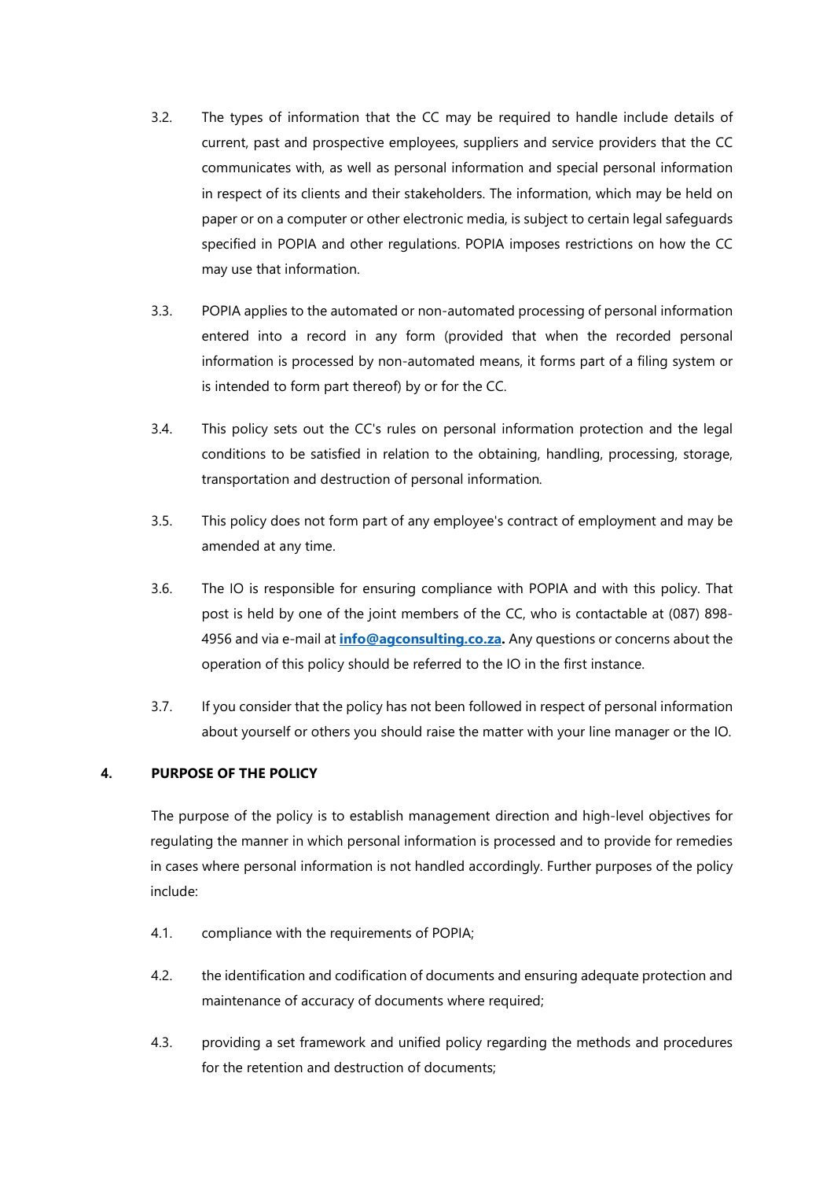3.2. The types of information that the CC may be required to handle include details of current, past and prospective employees, suppliers and service providers that the CC communicates with, as well as personal information and special personal information in respect of its clients and their stakeholders. The information, which may be held on paper or on a computer or other electronic media, is subject to certain legal safeguards specified in POPIA and other regulations. POPIA imposes restrictions on how the CC may use that information.

3.3. POPIA applies to the automated or non-automated processing of personal information entered into a record in any form (provided that when the recorded personal information is processed by non-automated means, it forms part of a filing system or is intended to form part thereof) by or for the CC.

3.4. This policy sets out the CC's rules on personal information protection and the legal conditions to be satisfied in relation to the obtaining, handling, processing, storage, transportation and destruction of personal information.

3.5. This policy does not form part of any employee's contract of employment and may be amended at any time.

3.6. The IO is responsible for ensuring compliance with POPIA and with this policy. That post is held by one of the joint members of the CC, who is contactable at (087) 898-4956 and via e-mail at **info@agconsulting.co.za**. Any questions or concerns about the operation of this policy should be referred to the IO in the first instance.

3.7. If you consider that the policy has not been followed in respect of personal information about yourself or others you should raise the matter with your line manager or the IO.

## 4. PURPOSE OF THE POLICY

The purpose of the policy is to establish management direction and high-level objectives for regulating the manner in which personal information is processed and to provide for remedies in cases where personal information is not handled accordingly. Further purposes of the policy include:

4.1. compliance with the requirements of POPIA;

4.2. the identification and codification of documents and ensuring adequate protection and maintenance of accuracy of documents where required;

4.3. providing a set framework and unified policy regarding the methods and procedures for the retention and destruction of documents;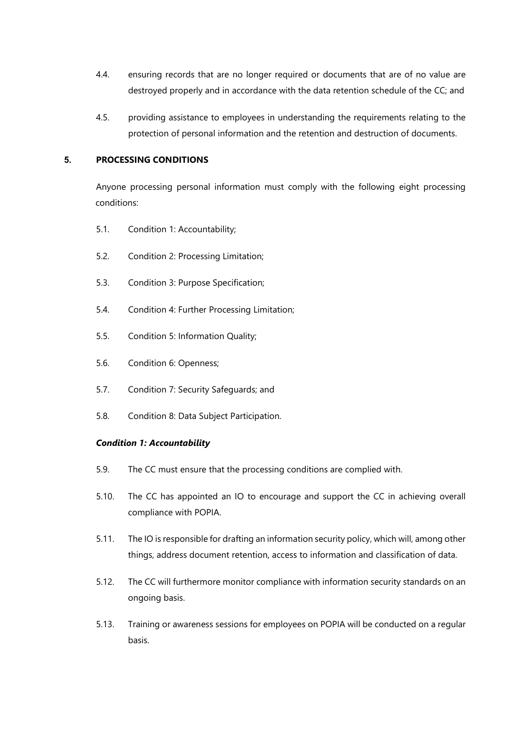4.4. ensuring records that are no longer required or documents that are of no value are destroyed properly and in accordance with the data retention schedule of the CC; and

4.5. providing assistance to employees in understanding the requirements relating to the protection of personal information and the retention and destruction of documents.

## 5. PROCESSING CONDITIONS

Anyone processing personal information must comply with the following eight processing conditions:

5.1. Condition 1: Accountability;

5.2. Condition 2: Processing Limitation;

5.3. Condition 3: Purpose Specification;

5.4. Condition 4: Further Processing Limitation;

5.5. Condition 5: Information Quality;

5.6. Condition 6: Openness;

5.7. Condition 7: Security Safeguards; and

5.8. Condition 8: Data Subject Participation.

***Condition 1: Accountability***

5.9. The CC must ensure that the processing conditions are complied with.

5.10. The CC has appointed an IO to encourage and support the CC in achieving overall compliance with POPIA.

5.11. The IO is responsible for drafting an information security policy, which will, among other things, address document retention, access to information and classification of data.

5.12. The CC will furthermore monitor compliance with information security standards on an ongoing basis.

5.13. Training or awareness sessions for employees on POPIA will be conducted on a regular basis.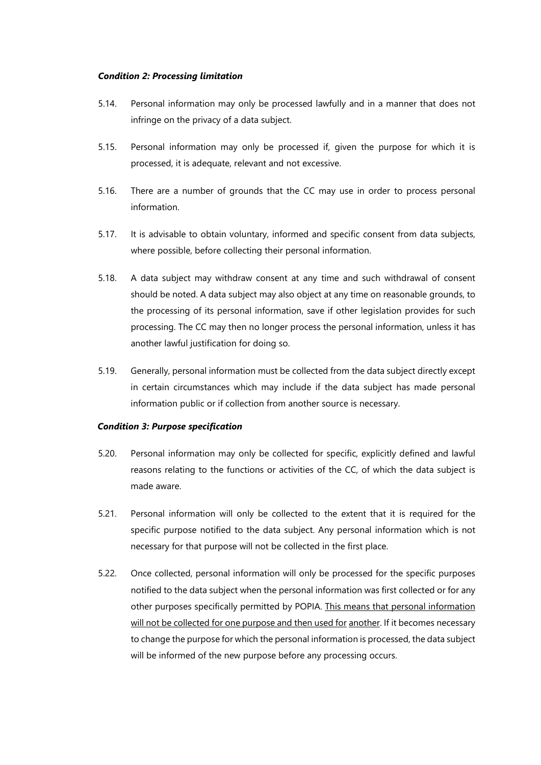***Condition 2: Processing limitation***

5.14. Personal information may only be processed lawfully and in a manner that does not infringe on the privacy of a data subject.

5.15. Personal information may only be processed if, given the purpose for which it is processed, it is adequate, relevant and not excessive.

5.16. There are a number of grounds that the CC may use in order to process personal information.

5.17. It is advisable to obtain voluntary, informed and specific consent from data subjects, where possible, before collecting their personal information.

5.18. A data subject may withdraw consent at any time and such withdrawal of consent should be noted. A data subject may also object at any time on reasonable grounds, to the processing of its personal information, save if other legislation provides for such processing. The CC may then no longer process the personal information, unless it has another lawful justification for doing so.

5.19. Generally, personal information must be collected from the data subject directly except in certain circumstances which may include if the data subject has made personal information public or if collection from another source is necessary.

***Condition 3: Purpose specification***

5.20. Personal information may only be collected for specific, explicitly defined and lawful reasons relating to the functions or activities of the CC, of which the data subject is made aware.

5.21. Personal information will only be collected to the extent that it is required for the specific purpose notified to the data subject. Any personal information which is not necessary for that purpose will not be collected in the first place.

5.22. Once collected, personal information will only be processed for the specific purposes notified to the data subject when the personal information was first collected or for any other purposes specifically permitted by POPIA. <u>This means that personal information will not be collected for one purpose and then used for another</u>. If it becomes necessary to change the purpose for which the personal information is processed, the data subject will be informed of the new purpose before any processing occurs.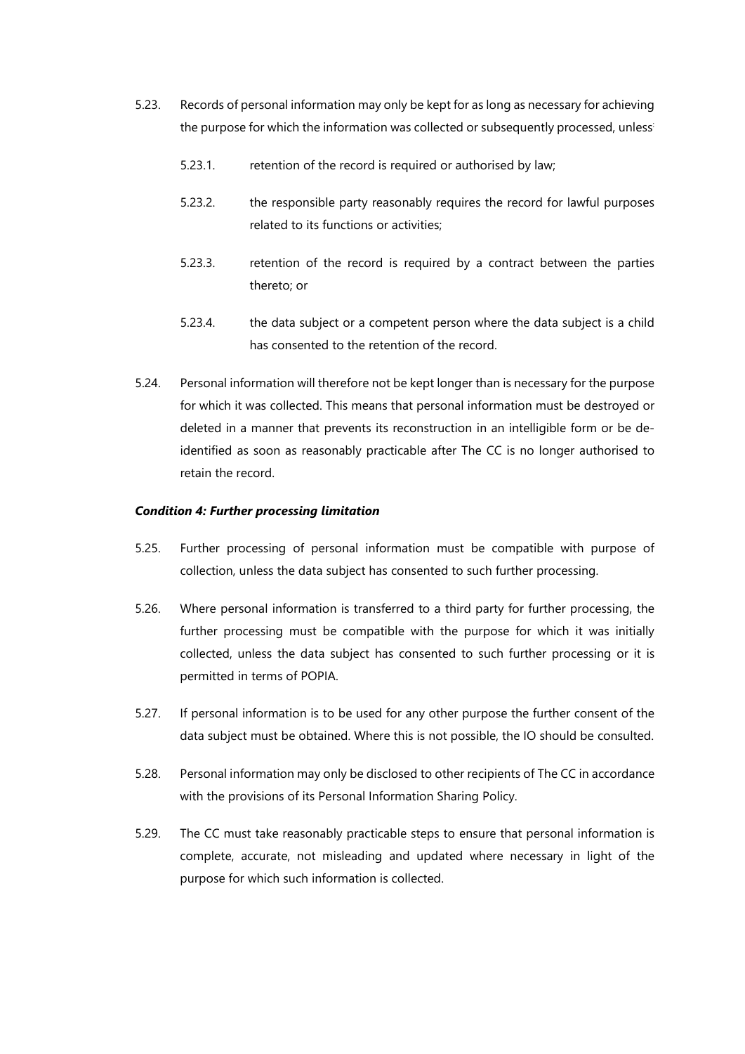5.23. Records of personal information may only be kept for as long as necessary for achieving the purpose for which the information was collected or subsequently processed, unless:

5.23.1. retention of the record is required or authorised by law;

5.23.2. the responsible party reasonably requires the record for lawful purposes related to its functions or activities;

5.23.3. retention of the record is required by a contract between the parties thereto; or

5.23.4. the data subject or a competent person where the data subject is a child has consented to the retention of the record.

5.24. Personal information will therefore not be kept longer than is necessary for the purpose for which it was collected. This means that personal information must be destroyed or deleted in a manner that prevents its reconstruction in an intelligible form or be de-identified as soon as reasonably practicable after The CC is no longer authorised to retain the record.

***Condition 4: Further processing limitation***

5.25. Further processing of personal information must be compatible with purpose of collection, unless the data subject has consented to such further processing.

5.26. Where personal information is transferred to a third party for further processing, the further processing must be compatible with the purpose for which it was initially collected, unless the data subject has consented to such further processing or it is permitted in terms of POPIA.

5.27. If personal information is to be used for any other purpose the further consent of the data subject must be obtained. Where this is not possible, the IO should be consulted.

5.28. Personal information may only be disclosed to other recipients of The CC in accordance with the provisions of its Personal Information Sharing Policy.

5.29. The CC must take reasonably practicable steps to ensure that personal information is complete, accurate, not misleading and updated where necessary in light of the purpose for which such information is collected.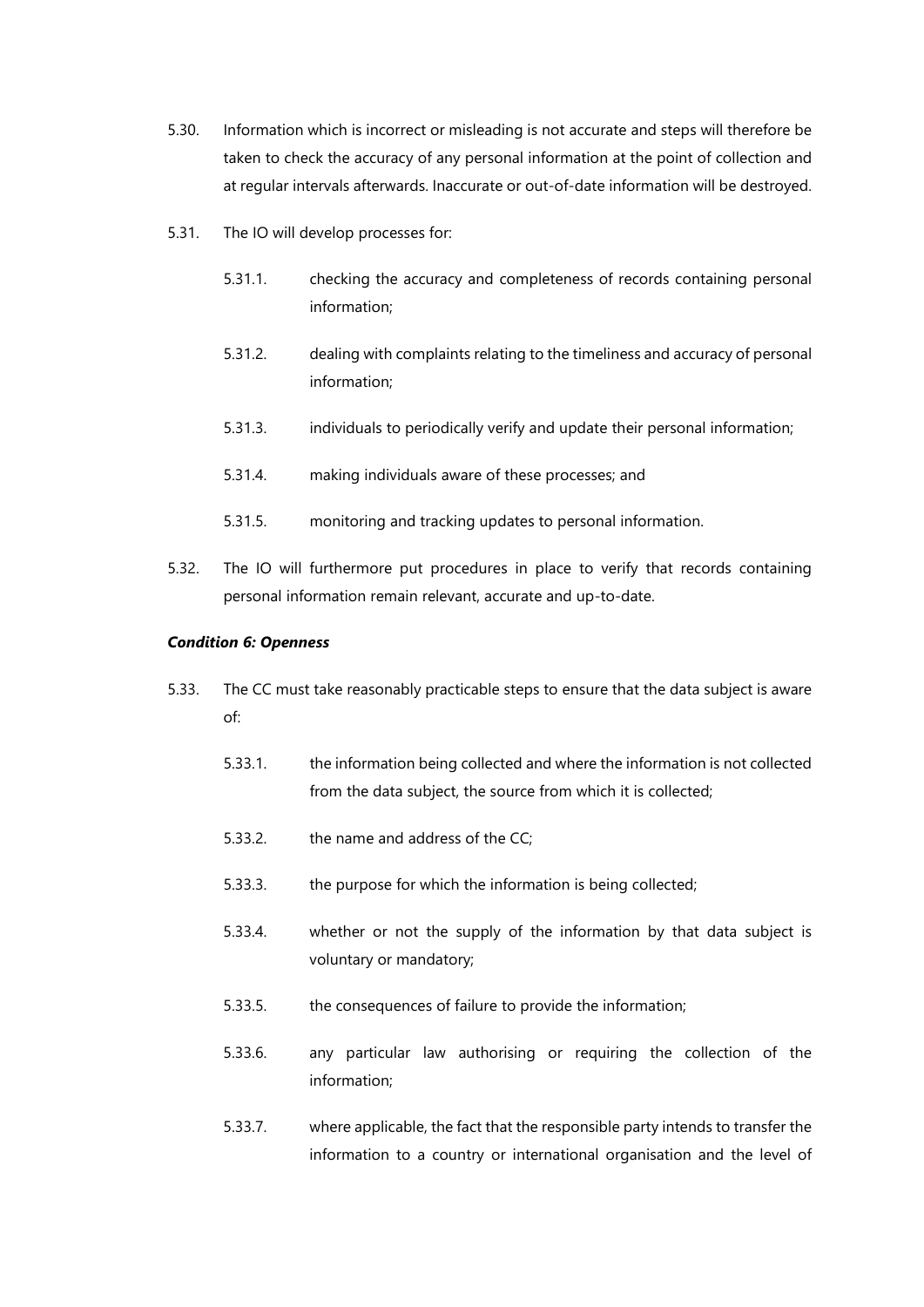5.30. Information which is incorrect or misleading is not accurate and steps will therefore be taken to check the accuracy of any personal information at the point of collection and at regular intervals afterwards. Inaccurate or out-of-date information will be destroyed.

5.31. The IO will develop processes for:

> 5.31.1. checking the accuracy and completeness of records containing personal information;
>
> 5.31.2. dealing with complaints relating to the timeliness and accuracy of personal information;
>
> 5.31.3. individuals to periodically verify and update their personal information;
>
> 5.31.4. making individuals aware of these processes; and
>
> 5.31.5. monitoring and tracking updates to personal information.

5.32. The IO will furthermore put procedures in place to verify that records containing personal information remain relevant, accurate and up-to-date.

***Condition 6: Openness***

5.33. The CC must take reasonably practicable steps to ensure that the data subject is aware of:

> 5.33.1. the information being collected and where the information is not collected from the data subject, the source from which it is collected;
>
> 5.33.2. the name and address of the CC;
>
> 5.33.3. the purpose for which the information is being collected;
>
> 5.33.4. whether or not the supply of the information by that data subject is voluntary or mandatory;
>
> 5.33.5. the consequences of failure to provide the information;
>
> 5.33.6. any particular law authorising or requiring the collection of the information;
>
> 5.33.7. where applicable, the fact that the responsible party intends to transfer the information to a country or international organisation and the level of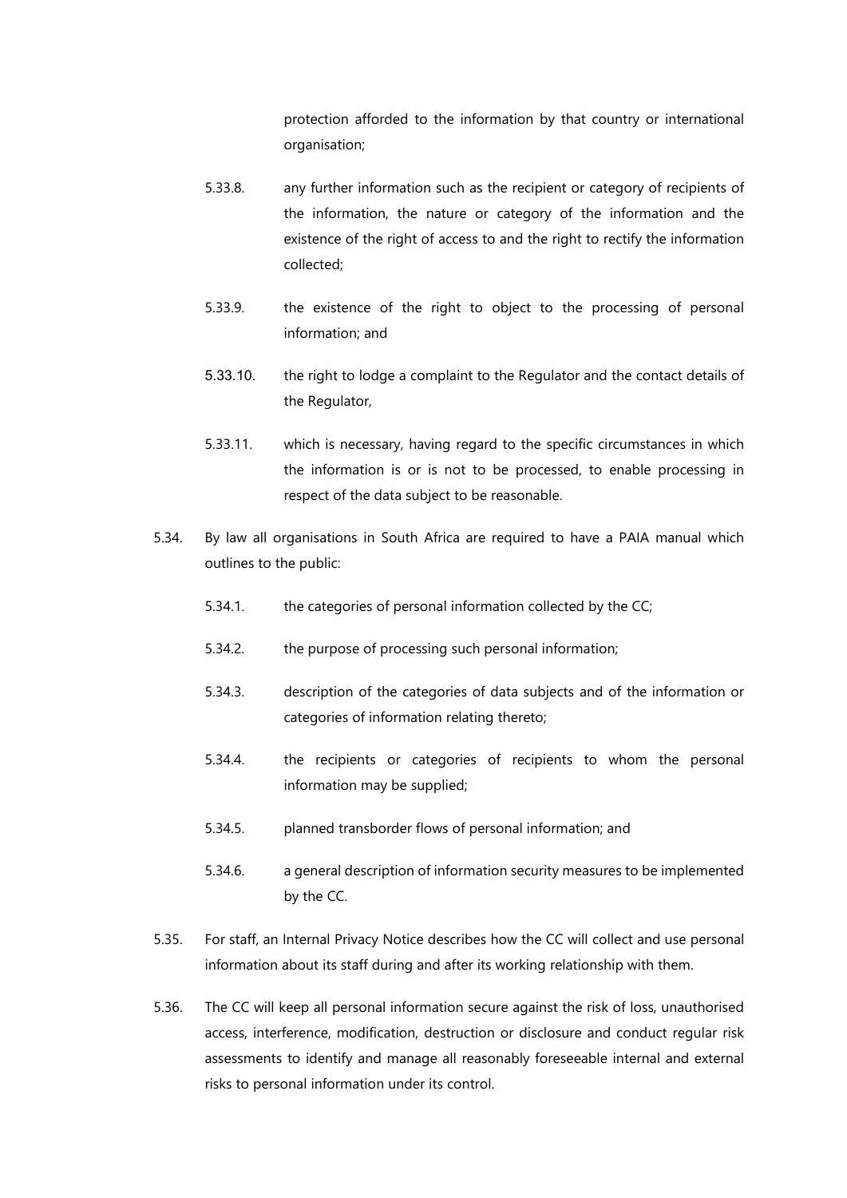protection afforded to the information by that country or international organisation;

5.33.8. any further information such as the recipient or category of recipients of the information, the nature or category of the information and the existence of the right of access to and the right to rectify the information collected;

5.33.9. the existence of the right to object to the processing of personal information; and

5.33.10. the right to lodge a complaint to the Regulator and the contact details of the Regulator,

5.33.11. which is necessary, having regard to the specific circumstances in which the information is or is not to be processed, to enable processing in respect of the data subject to be reasonable.

5.34. By law all organisations in South Africa are required to have a PAIA manual which outlines to the public:

5.34.1. the categories of personal information collected by the CC;

5.34.2. the purpose of processing such personal information;

5.34.3. description of the categories of data subjects and of the information or categories of information relating thereto;

5.34.4. the recipients or categories of recipients to whom the personal information may be supplied;

5.34.5. planned transborder flows of personal information; and

5.34.6. a general description of information security measures to be implemented by the CC.

5.35. For staff, an Internal Privacy Notice describes how the CC will collect and use personal information about its staff during and after its working relationship with them.

5.36. The CC will keep all personal information secure against the risk of loss, unauthorised access, interference, modification, destruction or disclosure and conduct regular risk assessments to identify and manage all reasonably foreseeable internal and external risks to personal information under its control.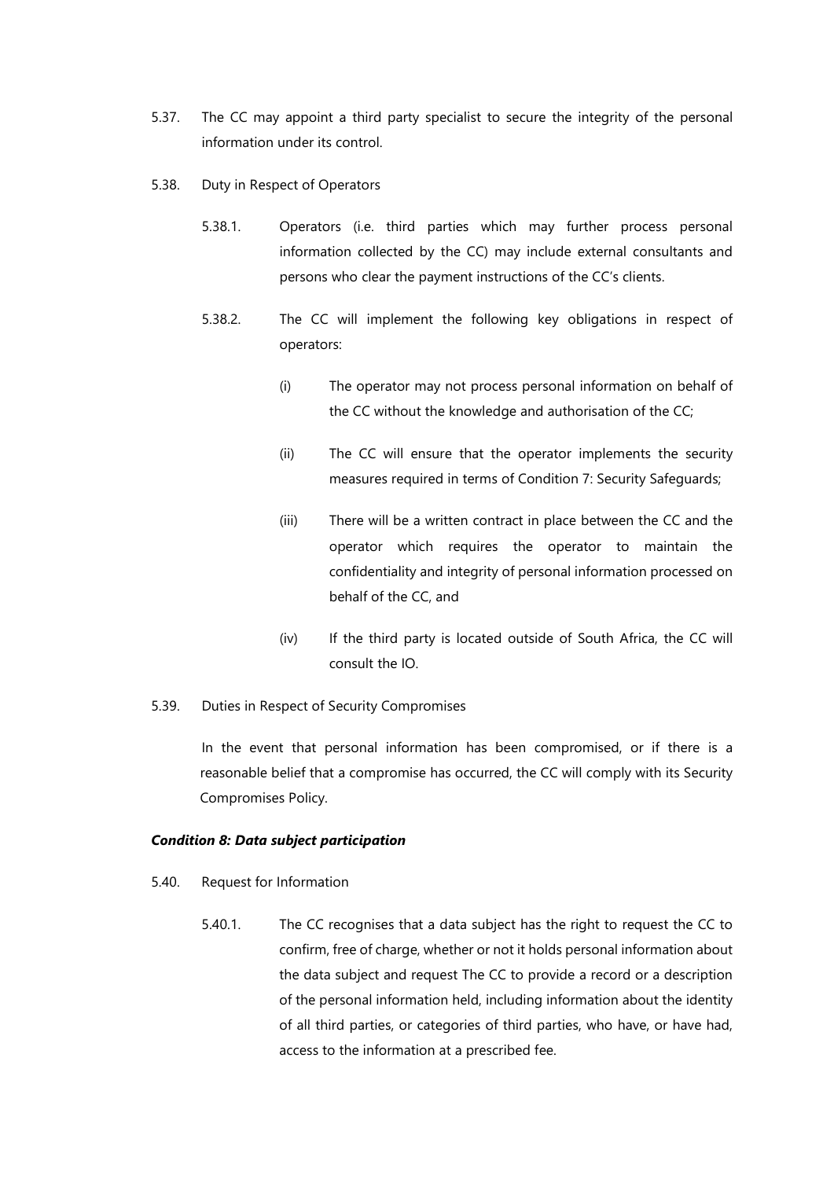5.37. The CC may appoint a third party specialist to secure the integrity of the personal information under its control.

5.38. Duty in Respect of Operators

5.38.1. Operators (i.e. third parties which may further process personal information collected by the CC) may include external consultants and persons who clear the payment instructions of the CC's clients.

5.38.2. The CC will implement the following key obligations in respect of operators:

(i) The operator may not process personal information on behalf of the CC without the knowledge and authorisation of the CC;

(ii) The CC will ensure that the operator implements the security measures required in terms of Condition 7: Security Safeguards;

(iii) There will be a written contract in place between the CC and the operator which requires the operator to maintain the confidentiality and integrity of personal information processed on behalf of the CC, and

(iv) If the third party is located outside of South Africa, the CC will consult the IO.

5.39. Duties in Respect of Security Compromises

In the event that personal information has been compromised, or if there is a reasonable belief that a compromise has occurred, the CC will comply with its Security Compromises Policy.

***Condition 8: Data subject participation***

5.40. Request for Information

5.40.1. The CC recognises that a data subject has the right to request the CC to confirm, free of charge, whether or not it holds personal information about the data subject and request The CC to provide a record or a description of the personal information held, including information about the identity of all third parties, or categories of third parties, who have, or have had, access to the information at a prescribed fee.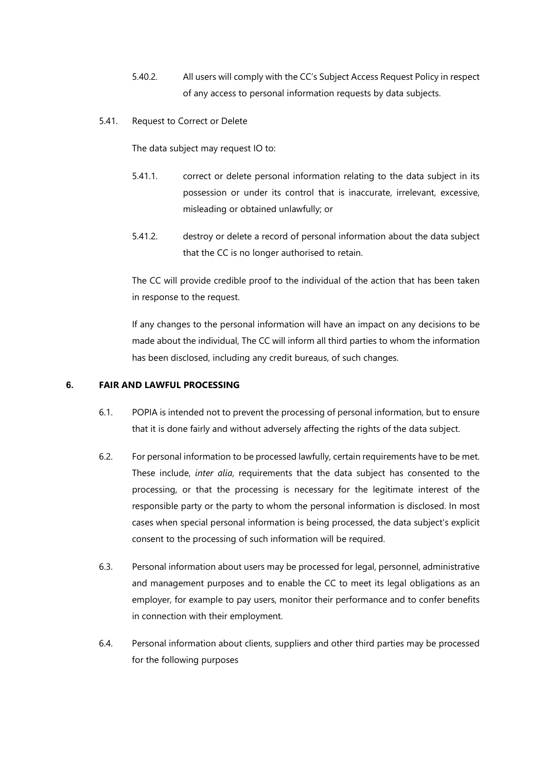5.40.2. All users will comply with the CC's Subject Access Request Policy in respect of any access to personal information requests by data subjects.

5.41. Request to Correct or Delete

The data subject may request IO to:

5.41.1. correct or delete personal information relating to the data subject in its possession or under its control that is inaccurate, irrelevant, excessive, misleading or obtained unlawfully; or

5.41.2. destroy or delete a record of personal information about the data subject that the CC is no longer authorised to retain.

The CC will provide credible proof to the individual of the action that has been taken in response to the request.

If any changes to the personal information will have an impact on any decisions to be made about the individual, The CC will inform all third parties to whom the information has been disclosed, including any credit bureaus, of such changes.

## 6. FAIR AND LAWFUL PROCESSING

6.1. POPIA is intended not to prevent the processing of personal information, but to ensure that it is done fairly and without adversely affecting the rights of the data subject.

6.2. For personal information to be processed lawfully, certain requirements have to be met. These include, *inter alia*, requirements that the data subject has consented to the processing, or that the processing is necessary for the legitimate interest of the responsible party or the party to whom the personal information is disclosed. In most cases when special personal information is being processed, the data subject's explicit consent to the processing of such information will be required.

6.3. Personal information about users may be processed for legal, personnel, administrative and management purposes and to enable the CC to meet its legal obligations as an employer, for example to pay users, monitor their performance and to confer benefits in connection with their employment.

6.4. Personal information about clients, suppliers and other third parties may be processed for the following purposes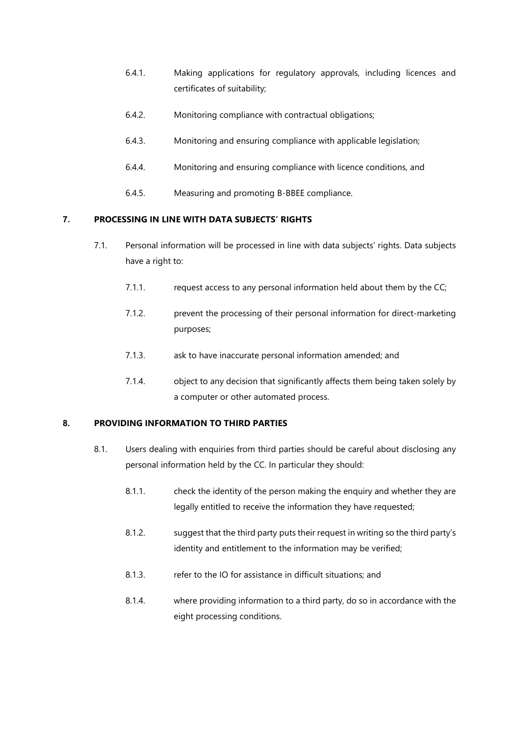6.4.1. Making applications for regulatory approvals, including licences and certificates of suitability;

6.4.2. Monitoring compliance with contractual obligations;

6.4.3. Monitoring and ensuring compliance with applicable legislation;

6.4.4. Monitoring and ensuring compliance with licence conditions, and

6.4.5. Measuring and promoting B-BBEE compliance.

## 7. PROCESSING IN LINE WITH DATA SUBJECTS' RIGHTS

7.1. Personal information will be processed in line with data subjects' rights. Data subjects have a right to:

7.1.1. request access to any personal information held about them by the CC;

7.1.2. prevent the processing of their personal information for direct-marketing purposes;

7.1.3. ask to have inaccurate personal information amended; and

7.1.4. object to any decision that significantly affects them being taken solely by a computer or other automated process.

## 8. PROVIDING INFORMATION TO THIRD PARTIES

8.1. Users dealing with enquiries from third parties should be careful about disclosing any personal information held by the CC. In particular they should:

8.1.1. check the identity of the person making the enquiry and whether they are legally entitled to receive the information they have requested;

8.1.2. suggest that the third party puts their request in writing so the third party's identity and entitlement to the information may be verified;

8.1.3. refer to the IO for assistance in difficult situations; and

8.1.4. where providing information to a third party, do so in accordance with the eight processing conditions.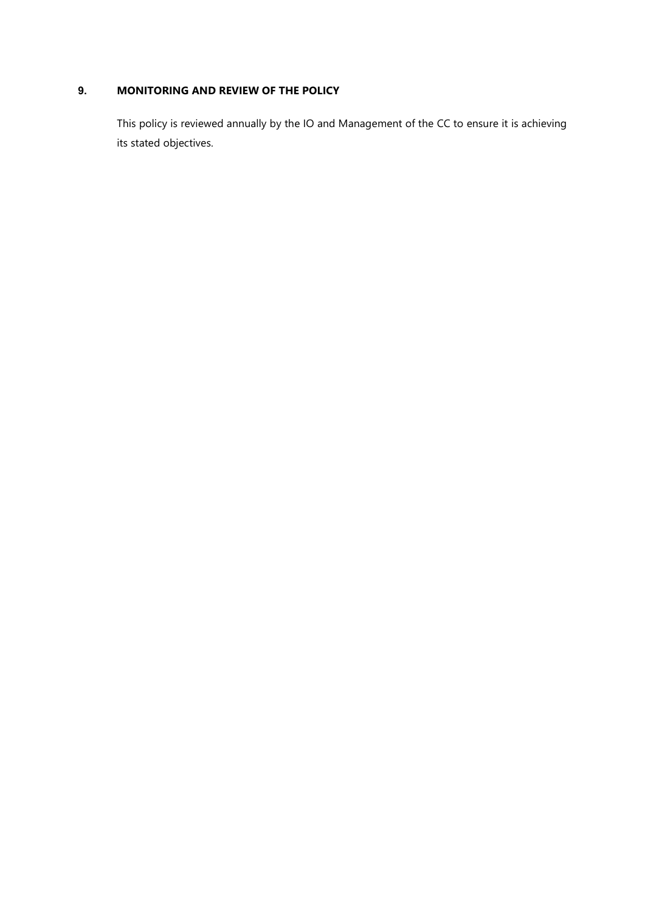## 9. MONITORING AND REVIEW OF THE POLICY

This policy is reviewed annually by the IO and Management of the CC to ensure it is achieving its stated objectives.